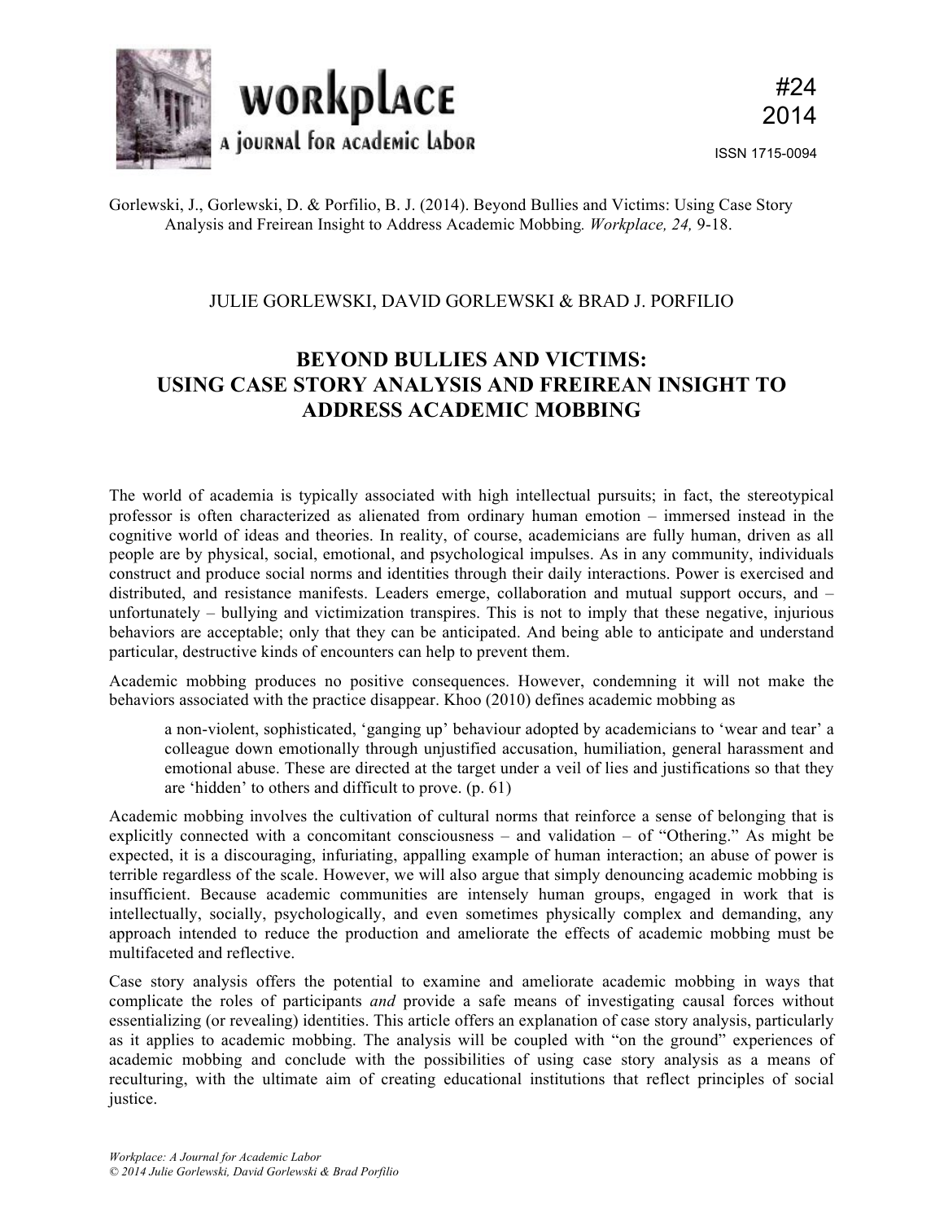Gorlewski, J., Gorlewski, D. & Porfilio, B. J. (2014). Beyond Bullies and Victims: Using Case Story Analysis and Freirean Insight to Address Academic Mobbing. *Workplace, 24,* 9-18.

JULIE GORLEWSKI, DAVID GORLEWSKI & BRAD J. PORFILIO

# BEYOND BULLIES AND VICTIMS: USING CASE STORY ANALYSIS AND FREIREAN INSIGHT TO ADDRESS ACADEMIC MOBBING

The world of academia is typically associated with high intellectual pursuits; in fact, the stereotypical professor is often characterized as alienated from ordinary human emotion – immersed instead in the cognitive world of ideas and theories. In reality, of course, academicians are fully human, driven as all people are by physical, social, emotional, and psychological impulses. As in any community, individuals construct and produce social norms and identities through their daily interactions. Power is exercised and distributed, and resistance manifests. Leaders emerge, collaboration and mutual support occurs, and – unfortunately – bullying and victimization transpires. This is not to imply that these negative, injurious behaviors are acceptable; only that they can be anticipated. And being able to anticipate and understand particular, destructive kinds of encounters can help to prevent them.

Academic mobbing produces no positive consequences. However, condemning it will not make the behaviors associated with the practice disappear. Khoo (2010) defines academic mobbing as

> a non-violent, sophisticated, 'ganging up' behaviour adopted by academicians to 'wear and tear' a colleague down emotionally through unjustified accusation, humiliation, general harassment and emotional abuse. These are directed at the target under a veil of lies and justifications so that they are 'hidden' to others and difficult to prove. (p. 61)

Academic mobbing involves the cultivation of cultural norms that reinforce a sense of belonging that is explicitly connected with a concomitant consciousness – and validation – of "Othering." As might be expected, it is a discouraging, infuriating, appalling example of human interaction; an abuse of power is terrible regardless of the scale. However, we will also argue that simply denouncing academic mobbing is insufficient. Because academic communities are intensely human groups, engaged in work that is intellectually, socially, psychologically, and even sometimes physically complex and demanding, any approach intended to reduce the production and ameliorate the effects of academic mobbing must be multifaceted and reflective.

Case story analysis offers the potential to examine and ameliorate academic mobbing in ways that complicate the roles of participants *and* provide a safe means of investigating causal forces without essentializing (or revealing) identities. This article offers an explanation of case story analysis, particularly as it applies to academic mobbing. The analysis will be coupled with "on the ground" experiences of academic mobbing and conclude with the possibilities of using case story analysis as a means of reculturing, with the ultimate aim of creating educational institutions that reflect principles of social justice.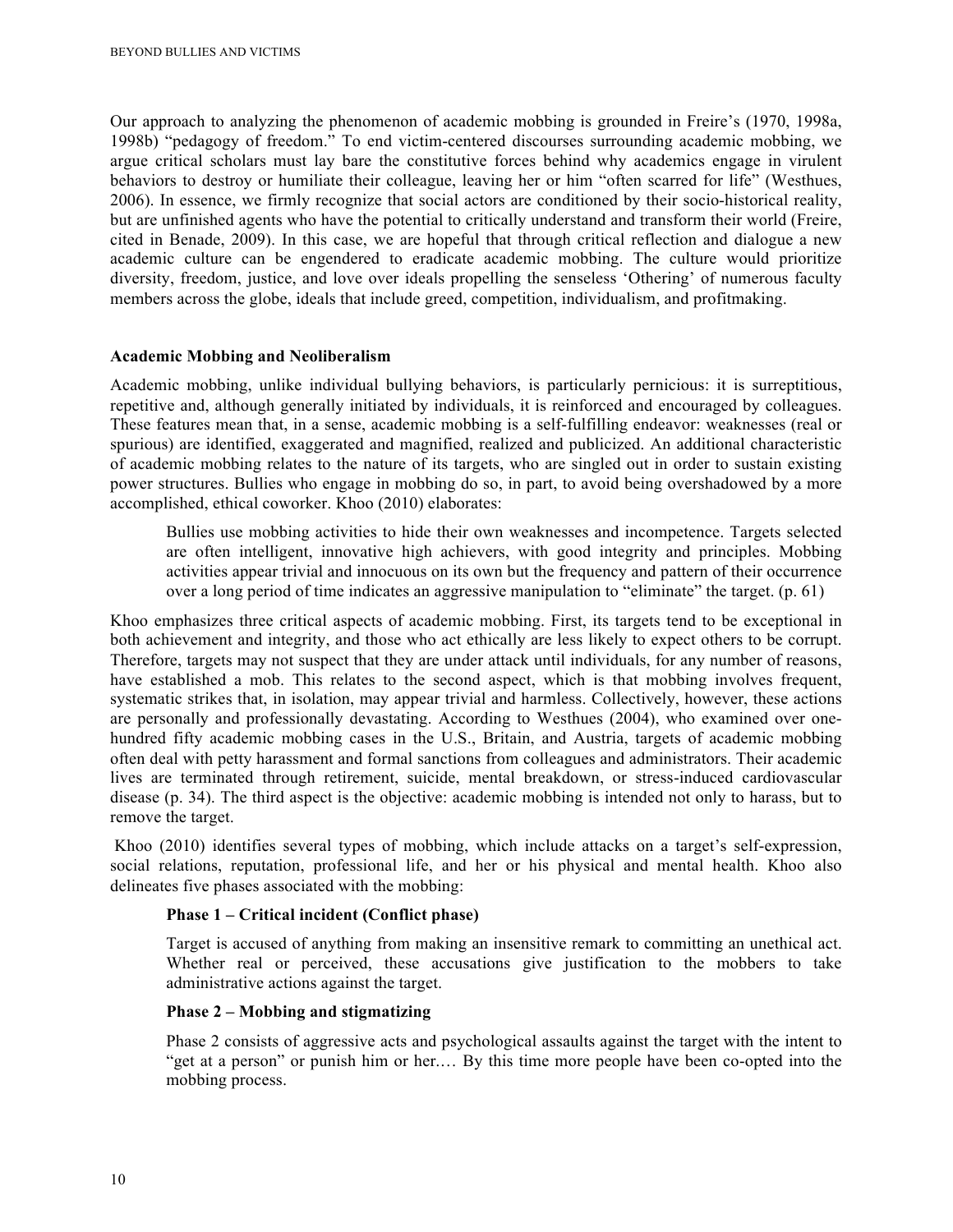Our approach to analyzing the phenomenon of academic mobbing is grounded in Freire's (1970, 1998a, 1998b) "pedagogy of freedom." To end victim-centered discourses surrounding academic mobbing, we argue critical scholars must lay bare the constitutive forces behind why academics engage in virulent behaviors to destroy or humiliate their colleague, leaving her or him "often scarred for life" (Westhues, 2006). In essence, we firmly recognize that social actors are conditioned by their socio-historical reality, but are unfinished agents who have the potential to critically understand and transform their world (Freire, cited in Benade, 2009). In this case, we are hopeful that through critical reflection and dialogue a new academic culture can be engendered to eradicate academic mobbing. The culture would prioritize diversity, freedom, justice, and love over ideals propelling the senseless 'Othering' of numerous faculty members across the globe, ideals that include greed, competition, individualism, and profitmaking.

### Academic Mobbing and Neoliberalism

Academic mobbing, unlike individual bullying behaviors, is particularly pernicious: it is surreptitious, repetitive and, although generally initiated by individuals, it is reinforced and encouraged by colleagues. These features mean that, in a sense, academic mobbing is a self-fulfilling endeavor: weaknesses (real or spurious) are identified, exaggerated and magnified, realized and publicized. An additional characteristic of academic mobbing relates to the nature of its targets, who are singled out in order to sustain existing power structures. Bullies who engage in mobbing do so, in part, to avoid being overshadowed by a more accomplished, ethical coworker. Khoo (2010) elaborates:

> Bullies use mobbing activities to hide their own weaknesses and incompetence. Targets selected are often intelligent, innovative high achievers, with good integrity and principles. Mobbing activities appear trivial and innocuous on its own but the frequency and pattern of their occurrence over a long period of time indicates an aggressive manipulation to "eliminate" the target. (p. 61)

Khoo emphasizes three critical aspects of academic mobbing. First, its targets tend to be exceptional in both achievement and integrity, and those who act ethically are less likely to expect others to be corrupt. Therefore, targets may not suspect that they are under attack until individuals, for any number of reasons, have established a mob. This relates to the second aspect, which is that mobbing involves frequent, systematic strikes that, in isolation, may appear trivial and harmless. Collectively, however, these actions are personally and professionally devastating. According to Westhues (2004), who examined over one-hundred fifty academic mobbing cases in the U.S., Britain, and Austria, targets of academic mobbing often deal with petty harassment and formal sanctions from colleagues and administrators. Their academic lives are terminated through retirement, suicide, mental breakdown, or stress-induced cardiovascular disease (p. 34). The third aspect is the objective: academic mobbing is intended not only to harass, but to remove the target.

Khoo (2010) identifies several types of mobbing, which include attacks on a target's self-expression, social relations, reputation, professional life, and her or his physical and mental health. Khoo also delineates five phases associated with the mobbing:

> **Phase 1 – Critical incident (Conflict phase)**
>
> Target is accused of anything from making an insensitive remark to committing an unethical act. Whether real or perceived, these accusations give justification to the mobbers to take administrative actions against the target.
>
> **Phase 2 – Mobbing and stigmatizing**
>
> Phase 2 consists of aggressive acts and psychological assaults against the target with the intent to "get at a person" or punish him or her.… By this time more people have been co-opted into the mobbing process.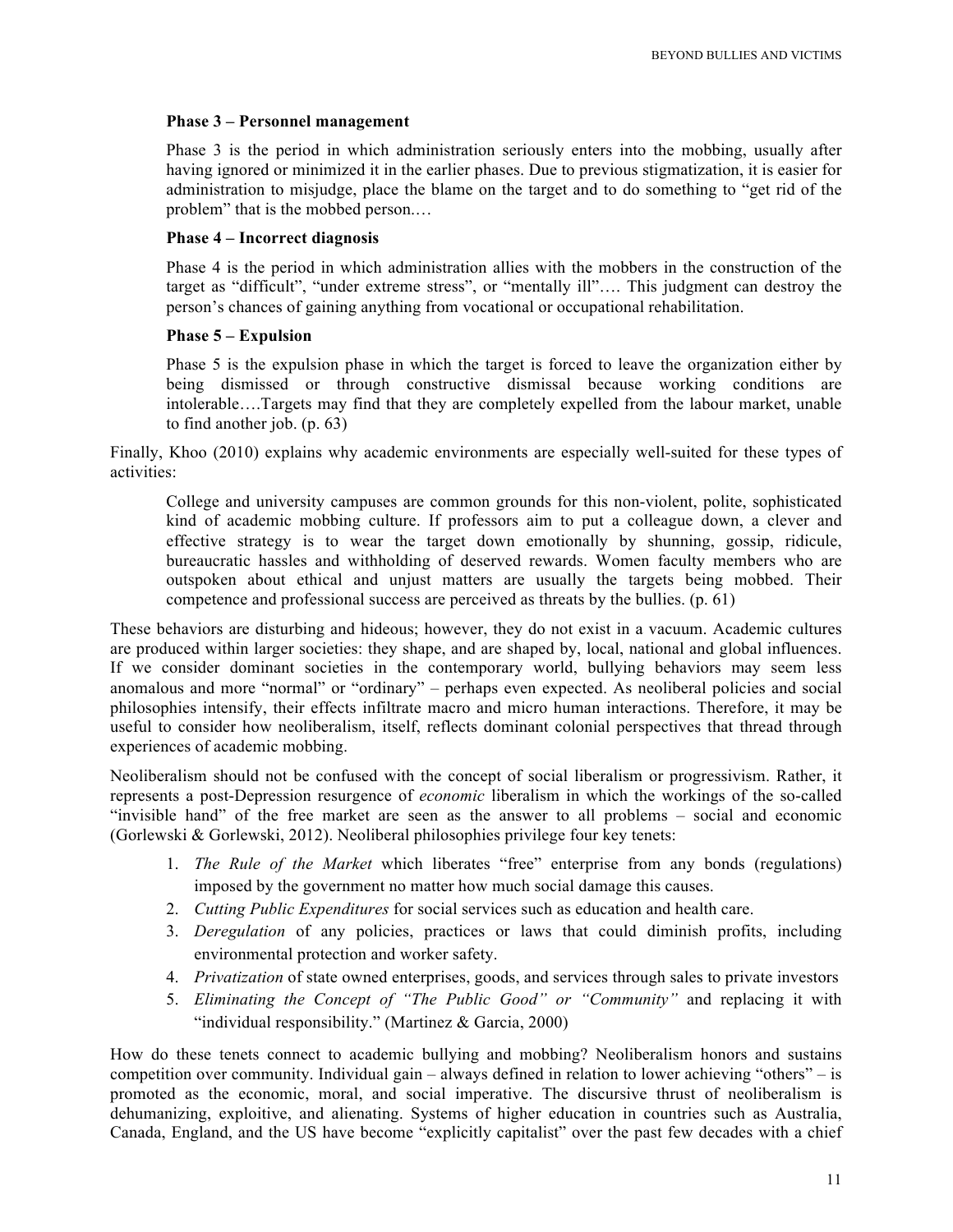**Phase 3 – Personnel management**

> Phase 3 is the period in which administration seriously enters into the mobbing, usually after having ignored or minimized it in the earlier phases. Due to previous stigmatization, it is easier for administration to misjudge, place the blame on the target and to do something to "get rid of the problem" that is the mobbed person.…
>
> **Phase 4 – Incorrect diagnosis**
>
> Phase 4 is the period in which administration allies with the mobbers in the construction of the target as "difficult", "under extreme stress", or "mentally ill"…. This judgment can destroy the person's chances of gaining anything from vocational or occupational rehabilitation.
>
> **Phase 5 – Expulsion**
>
> Phase 5 is the expulsion phase in which the target is forced to leave the organization either by being dismissed or through constructive dismissal because working conditions are intolerable….Targets may find that they are completely expelled from the labour market, unable to find another job. (p. 63)

Finally, Khoo (2010) explains why academic environments are especially well-suited for these types of activities:

> College and university campuses are common grounds for this non-violent, polite, sophisticated kind of academic mobbing culture. If professors aim to put a colleague down, a clever and effective strategy is to wear the target down emotionally by shunning, gossip, ridicule, bureaucratic hassles and withholding of deserved rewards. Women faculty members who are outspoken about ethical and unjust matters are usually the targets being mobbed. Their competence and professional success are perceived as threats by the bullies. (p. 61)

These behaviors are disturbing and hideous; however, they do not exist in a vacuum. Academic cultures are produced within larger societies: they shape, and are shaped by, local, national and global influences. If we consider dominant societies in the contemporary world, bullying behaviors may seem less anomalous and more "normal" or "ordinary" – perhaps even expected. As neoliberal policies and social philosophies intensify, their effects infiltrate macro and micro human interactions. Therefore, it may be useful to consider how neoliberalism, itself, reflects dominant colonial perspectives that thread through experiences of academic mobbing.

Neoliberalism should not be confused with the concept of social liberalism or progressivism. Rather, it represents a post-Depression resurgence of *economic* liberalism in which the workings of the so-called "invisible hand" of the free market are seen as the answer to all problems – social and economic (Gorlewski & Gorlewski, 2012). Neoliberal philosophies privilege four key tenets:

1. *The Rule of the Market* which liberates "free" enterprise from any bonds (regulations) imposed by the government no matter how much social damage this causes.
2. *Cutting Public Expenditures* for social services such as education and health care.
3. *Deregulation* of any policies, practices or laws that could diminish profits, including environmental protection and worker safety.
4. *Privatization* of state owned enterprises, goods, and services through sales to private investors
5. *Eliminating the Concept of "The Public Good" or "Community"* and replacing it with "individual responsibility." (Martinez & Garcia, 2000)

How do these tenets connect to academic bullying and mobbing? Neoliberalism honors and sustains competition over community. Individual gain – always defined in relation to lower achieving "others" – is promoted as the economic, moral, and social imperative. The discursive thrust of neoliberalism is dehumanizing, exploitive, and alienating. Systems of higher education in countries such as Australia, Canada, England, and the US have become "explicitly capitalist" over the past few decades with a chief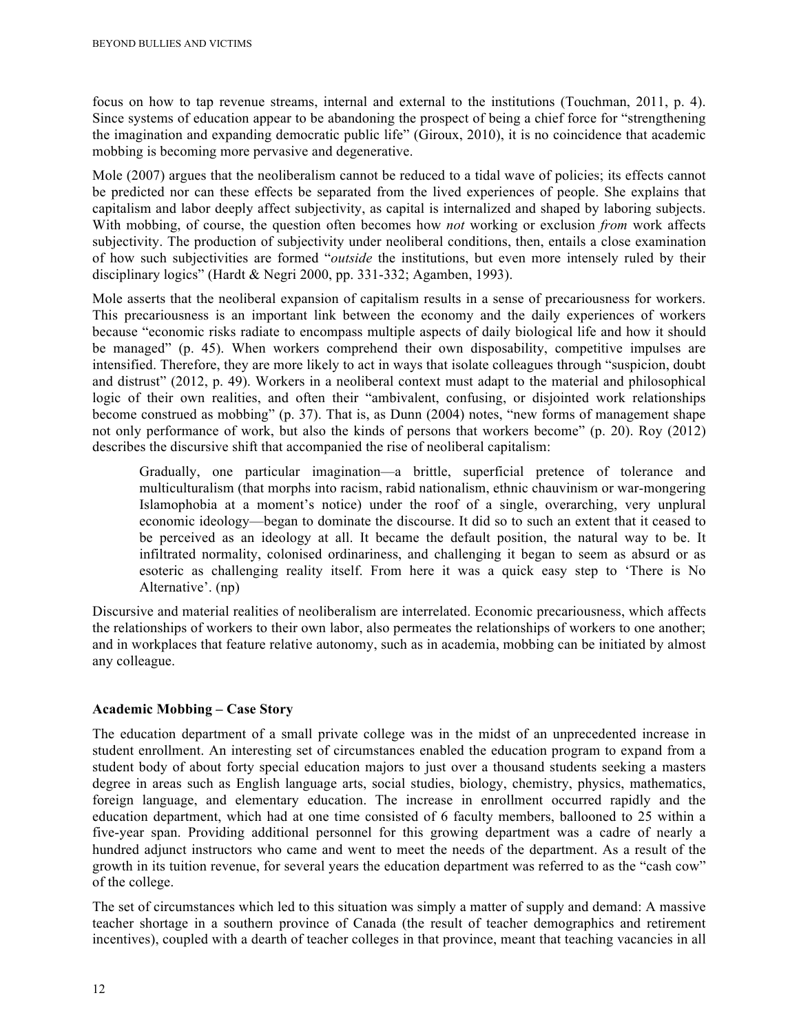focus on how to tap revenue streams, internal and external to the institutions (Touchman, 2011, p. 4). Since systems of education appear to be abandoning the prospect of being a chief force for "strengthening the imagination and expanding democratic public life" (Giroux, 2010), it is no coincidence that academic mobbing is becoming more pervasive and degenerative.

Mole (2007) argues that the neoliberalism cannot be reduced to a tidal wave of policies; its effects cannot be predicted nor can these effects be separated from the lived experiences of people. She explains that capitalism and labor deeply affect subjectivity, as capital is internalized and shaped by laboring subjects. With mobbing, of course, the question often becomes how *not* working or exclusion *from* work affects subjectivity. The production of subjectivity under neoliberal conditions, then, entails a close examination of how such subjectivities are formed "*outside* the institutions, but even more intensely ruled by their disciplinary logics" (Hardt & Negri 2000, pp. 331-332; Agamben, 1993).

Mole asserts that the neoliberal expansion of capitalism results in a sense of precariousness for workers. This precariousness is an important link between the economy and the daily experiences of workers because "economic risks radiate to encompass multiple aspects of daily biological life and how it should be managed" (p. 45). When workers comprehend their own disposability, competitive impulses are intensified. Therefore, they are more likely to act in ways that isolate colleagues through "suspicion, doubt and distrust" (2012, p. 49). Workers in a neoliberal context must adapt to the material and philosophical logic of their own realities, and often their "ambivalent, confusing, or disjointed work relationships become construed as mobbing" (p. 37). That is, as Dunn (2004) notes, "new forms of management shape not only performance of work, but also the kinds of persons that workers become" (p. 20). Roy (2012) describes the discursive shift that accompanied the rise of neoliberal capitalism:

> Gradually, one particular imagination—a brittle, superficial pretence of tolerance and multiculturalism (that morphs into racism, rabid nationalism, ethnic chauvinism or war-mongering Islamophobia at a moment's notice) under the roof of a single, overarching, very unplural economic ideology—began to dominate the discourse. It did so to such an extent that it ceased to be perceived as an ideology at all. It became the default position, the natural way to be. It infiltrated normality, colonised ordinariness, and challenging it began to seem as absurd or as esoteric as challenging reality itself. From here it was a quick easy step to 'There is No Alternative'. (np)

Discursive and material realities of neoliberalism are interrelated. Economic precariousness, which affects the relationships of workers to their own labor, also permeates the relationships of workers to one another; and in workplaces that feature relative autonomy, such as in academia, mobbing can be initiated by almost any colleague.

## Academic Mobbing – Case Story

The education department of a small private college was in the midst of an unprecedented increase in student enrollment. An interesting set of circumstances enabled the education program to expand from a student body of about forty special education majors to just over a thousand students seeking a masters degree in areas such as English language arts, social studies, biology, chemistry, physics, mathematics, foreign language, and elementary education. The increase in enrollment occurred rapidly and the education department, which had at one time consisted of 6 faculty members, ballooned to 25 within a five-year span. Providing additional personnel for this growing department was a cadre of nearly a hundred adjunct instructors who came and went to meet the needs of the department. As a result of the growth in its tuition revenue, for several years the education department was referred to as the "cash cow" of the college.

The set of circumstances which led to this situation was simply a matter of supply and demand: A massive teacher shortage in a southern province of Canada (the result of teacher demographics and retirement incentives), coupled with a dearth of teacher colleges in that province, meant that teaching vacancies in all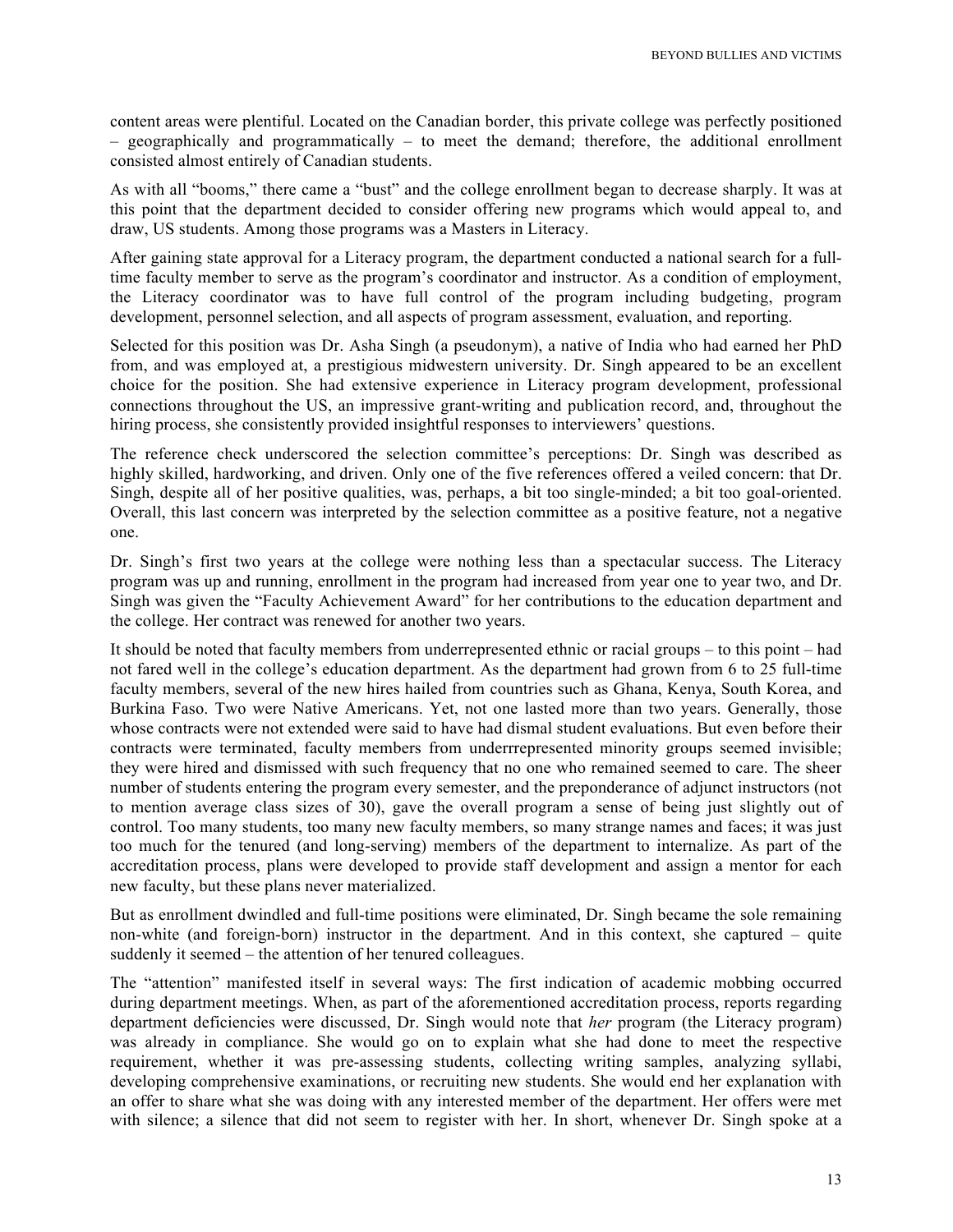content areas were plentiful. Located on the Canadian border, this private college was perfectly positioned – geographically and programmatically – to meet the demand; therefore, the additional enrollment consisted almost entirely of Canadian students.

As with all "booms," there came a "bust" and the college enrollment began to decrease sharply. It was at this point that the department decided to consider offering new programs which would appeal to, and draw, US students. Among those programs was a Masters in Literacy.

After gaining state approval for a Literacy program, the department conducted a national search for a full-time faculty member to serve as the program's coordinator and instructor. As a condition of employment, the Literacy coordinator was to have full control of the program including budgeting, program development, personnel selection, and all aspects of program assessment, evaluation, and reporting.

Selected for this position was Dr. Asha Singh (a pseudonym), a native of India who had earned her PhD from, and was employed at, a prestigious midwestern university. Dr. Singh appeared to be an excellent choice for the position. She had extensive experience in Literacy program development, professional connections throughout the US, an impressive grant-writing and publication record, and, throughout the hiring process, she consistently provided insightful responses to interviewers' questions.

The reference check underscored the selection committee's perceptions: Dr. Singh was described as highly skilled, hardworking, and driven. Only one of the five references offered a veiled concern: that Dr. Singh, despite all of her positive qualities, was, perhaps, a bit too single-minded; a bit too goal-oriented. Overall, this last concern was interpreted by the selection committee as a positive feature, not a negative one.

Dr. Singh's first two years at the college were nothing less than a spectacular success. The Literacy program was up and running, enrollment in the program had increased from year one to year two, and Dr. Singh was given the "Faculty Achievement Award" for her contributions to the education department and the college. Her contract was renewed for another two years.

It should be noted that faculty members from underrepresented ethnic or racial groups – to this point – had not fared well in the college's education department. As the department had grown from 6 to 25 full-time faculty members, several of the new hires hailed from countries such as Ghana, Kenya, South Korea, and Burkina Faso. Two were Native Americans. Yet, not one lasted more than two years. Generally, those whose contracts were not extended were said to have had dismal student evaluations. But even before their contracts were terminated, faculty members from underrrepresented minority groups seemed invisible; they were hired and dismissed with such frequency that no one who remained seemed to care. The sheer number of students entering the program every semester, and the preponderance of adjunct instructors (not to mention average class sizes of 30), gave the overall program a sense of being just slightly out of control. Too many students, too many new faculty members, so many strange names and faces; it was just too much for the tenured (and long-serving) members of the department to internalize. As part of the accreditation process, plans were developed to provide staff development and assign a mentor for each new faculty, but these plans never materialized.

But as enrollment dwindled and full-time positions were eliminated, Dr. Singh became the sole remaining non-white (and foreign-born) instructor in the department. And in this context, she captured – quite suddenly it seemed – the attention of her tenured colleagues.

The "attention" manifested itself in several ways: The first indication of academic mobbing occurred during department meetings. When, as part of the aforementioned accreditation process, reports regarding department deficiencies were discussed, Dr. Singh would note that *her* program (the Literacy program) was already in compliance. She would go on to explain what she had done to meet the respective requirement, whether it was pre-assessing students, collecting writing samples, analyzing syllabi, developing comprehensive examinations, or recruiting new students. She would end her explanation with an offer to share what she was doing with any interested member of the department. Her offers were met with silence; a silence that did not seem to register with her. In short, whenever Dr. Singh spoke at a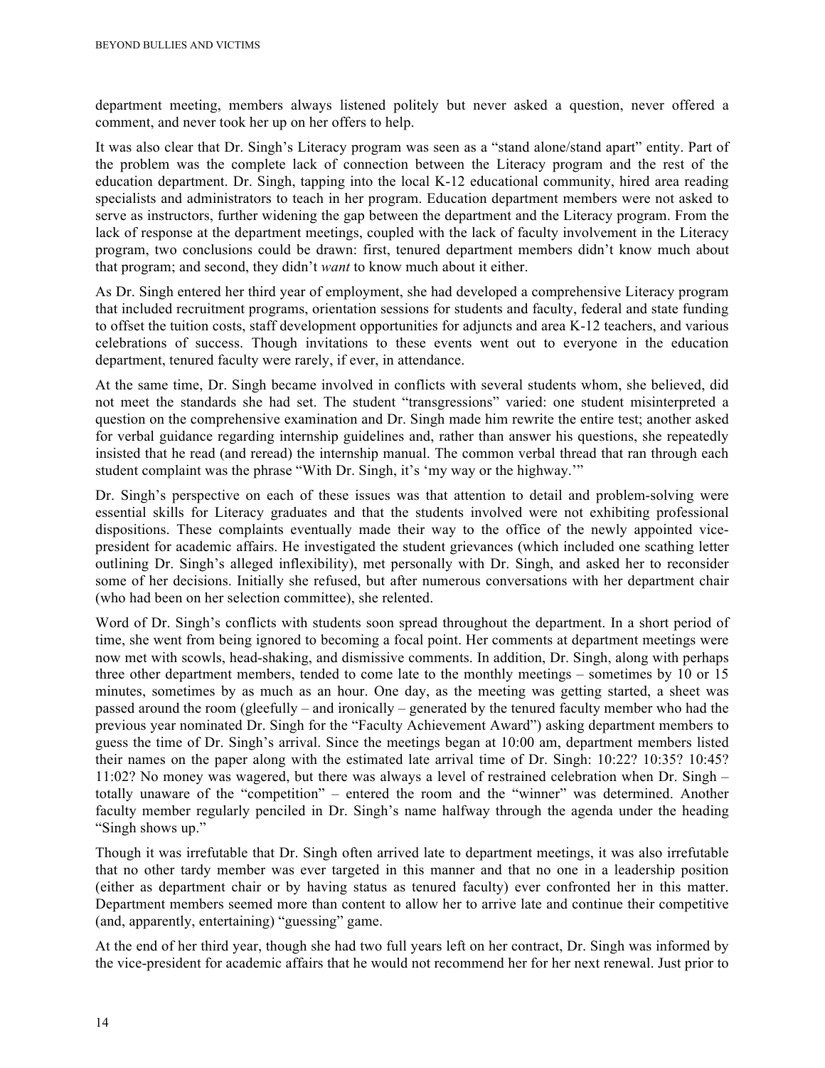department meeting, members always listened politely but never asked a question, never offered a comment, and never took her up on her offers to help.

It was also clear that Dr. Singh's Literacy program was seen as a "stand alone/stand apart" entity. Part of the problem was the complete lack of connection between the Literacy program and the rest of the education department. Dr. Singh, tapping into the local K-12 educational community, hired area reading specialists and administrators to teach in her program. Education department members were not asked to serve as instructors, further widening the gap between the department and the Literacy program. From the lack of response at the department meetings, coupled with the lack of faculty involvement in the Literacy program, two conclusions could be drawn: first, tenured department members didn't know much about that program; and second, they didn't *want* to know much about it either.

As Dr. Singh entered her third year of employment, she had developed a comprehensive Literacy program that included recruitment programs, orientation sessions for students and faculty, federal and state funding to offset the tuition costs, staff development opportunities for adjuncts and area K-12 teachers, and various celebrations of success. Though invitations to these events went out to everyone in the education department, tenured faculty were rarely, if ever, in attendance.

At the same time, Dr. Singh became involved in conflicts with several students whom, she believed, did not meet the standards she had set. The student "transgressions" varied: one student misinterpreted a question on the comprehensive examination and Dr. Singh made him rewrite the entire test; another asked for verbal guidance regarding internship guidelines and, rather than answer his questions, she repeatedly insisted that he read (and reread) the internship manual. The common verbal thread that ran through each student complaint was the phrase "With Dr. Singh, it's 'my way or the highway.'"

Dr. Singh's perspective on each of these issues was that attention to detail and problem-solving were essential skills for Literacy graduates and that the students involved were not exhibiting professional dispositions. These complaints eventually made their way to the office of the newly appointed vice-president for academic affairs. He investigated the student grievances (which included one scathing letter outlining Dr. Singh's alleged inflexibility), met personally with Dr. Singh, and asked her to reconsider some of her decisions. Initially she refused, but after numerous conversations with her department chair (who had been on her selection committee), she relented.

Word of Dr. Singh's conflicts with students soon spread throughout the department. In a short period of time, she went from being ignored to becoming a focal point. Her comments at department meetings were now met with scowls, head-shaking, and dismissive comments. In addition, Dr. Singh, along with perhaps three other department members, tended to come late to the monthly meetings – sometimes by 10 or 15 minutes, sometimes by as much as an hour. One day, as the meeting was getting started, a sheet was passed around the room (gleefully – and ironically – generated by the tenured faculty member who had the previous year nominated Dr. Singh for the "Faculty Achievement Award") asking department members to guess the time of Dr. Singh's arrival. Since the meetings began at 10:00 am, department members listed their names on the paper along with the estimated late arrival time of Dr. Singh: 10:22? 10:35? 10:45? 11:02? No money was wagered, but there was always a level of restrained celebration when Dr. Singh – totally unaware of the "competition" – entered the room and the "winner" was determined. Another faculty member regularly penciled in Dr. Singh's name halfway through the agenda under the heading "Singh shows up."

Though it was irrefutable that Dr. Singh often arrived late to department meetings, it was also irrefutable that no other tardy member was ever targeted in this manner and that no one in a leadership position (either as department chair or by having status as tenured faculty) ever confronted her in this matter. Department members seemed more than content to allow her to arrive late and continue their competitive (and, apparently, entertaining) "guessing" game.

At the end of her third year, though she had two full years left on her contract, Dr. Singh was informed by the vice-president for academic affairs that he would not recommend her for her next renewal. Just prior to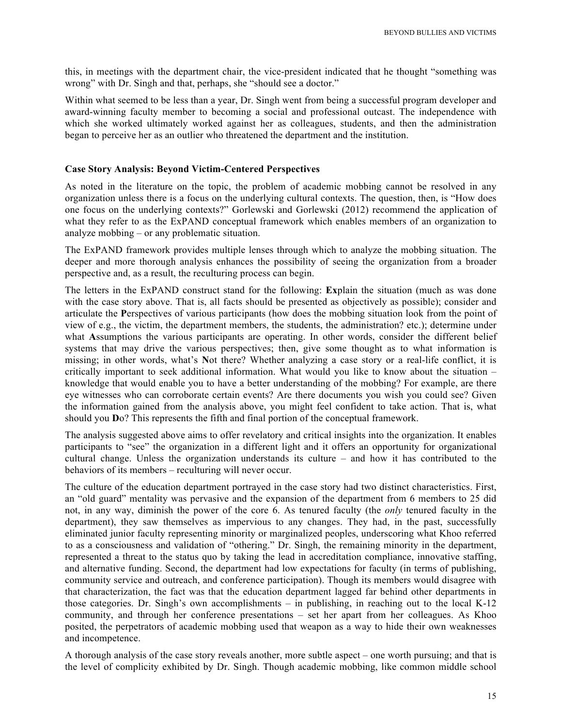this, in meetings with the department chair, the vice-president indicated that he thought "something was wrong" with Dr. Singh and that, perhaps, she "should see a doctor."

Within what seemed to be less than a year, Dr. Singh went from being a successful program developer and award-winning faculty member to becoming a social and professional outcast. The independence with which she worked ultimately worked against her as colleagues, students, and then the administration began to perceive her as an outlier who threatened the department and the institution.

### Case Story Analysis: Beyond Victim-Centered Perspectives

As noted in the literature on the topic, the problem of academic mobbing cannot be resolved in any organization unless there is a focus on the underlying cultural contexts. The question, then, is "How does one focus on the underlying contexts?" Gorlewski and Gorlewski (2012) recommend the application of what they refer to as the ExPAND conceptual framework which enables members of an organization to analyze mobbing – or any problematic situation.

The ExPAND framework provides multiple lenses through which to analyze the mobbing situation. The deeper and more thorough analysis enhances the possibility of seeing the organization from a broader perspective and, as a result, the reculturing process can begin.

The letters in the ExPAND construct stand for the following: **Ex**plain the situation (much as was done with the case story above. That is, all facts should be presented as objectively as possible); consider and articulate the **P**erspectives of various participants (how does the mobbing situation look from the point of view of e.g., the victim, the department members, the students, the administration? etc.); determine under what **A**ssumptions the various participants are operating. In other words, consider the different belief systems that may drive the various perspectives; then, give some thought as to what information is missing; in other words, what's **N**ot there? Whether analyzing a case story or a real-life conflict, it is critically important to seek additional information. What would you like to know about the situation – knowledge that would enable you to have a better understanding of the mobbing? For example, are there eye witnesses who can corroborate certain events? Are there documents you wish you could see? Given the information gained from the analysis above, you might feel confident to take action. That is, what should you **D**o? This represents the fifth and final portion of the conceptual framework.

The analysis suggested above aims to offer revelatory and critical insights into the organization. It enables participants to "see" the organization in a different light and it offers an opportunity for organizational cultural change. Unless the organization understands its culture – and how it has contributed to the behaviors of its members – reculturing will never occur.

The culture of the education department portrayed in the case story had two distinct characteristics. First, an "old guard" mentality was pervasive and the expansion of the department from 6 members to 25 did not, in any way, diminish the power of the core 6. As tenured faculty (the *only* tenured faculty in the department), they saw themselves as impervious to any changes. They had, in the past, successfully eliminated junior faculty representing minority or marginalized peoples, underscoring what Khoo referred to as a consciousness and validation of "othering." Dr. Singh, the remaining minority in the department, represented a threat to the status quo by taking the lead in accreditation compliance, innovative staffing, and alternative funding. Second, the department had low expectations for faculty (in terms of publishing, community service and outreach, and conference participation). Though its members would disagree with that characterization, the fact was that the education department lagged far behind other departments in those categories. Dr. Singh's own accomplishments – in publishing, in reaching out to the local K-12 community, and through her conference presentations – set her apart from her colleagues. As Khoo posited, the perpetrators of academic mobbing used that weapon as a way to hide their own weaknesses and incompetence.

A thorough analysis of the case story reveals another, more subtle aspect – one worth pursuing; and that is the level of complicity exhibited by Dr. Singh. Though academic mobbing, like common middle school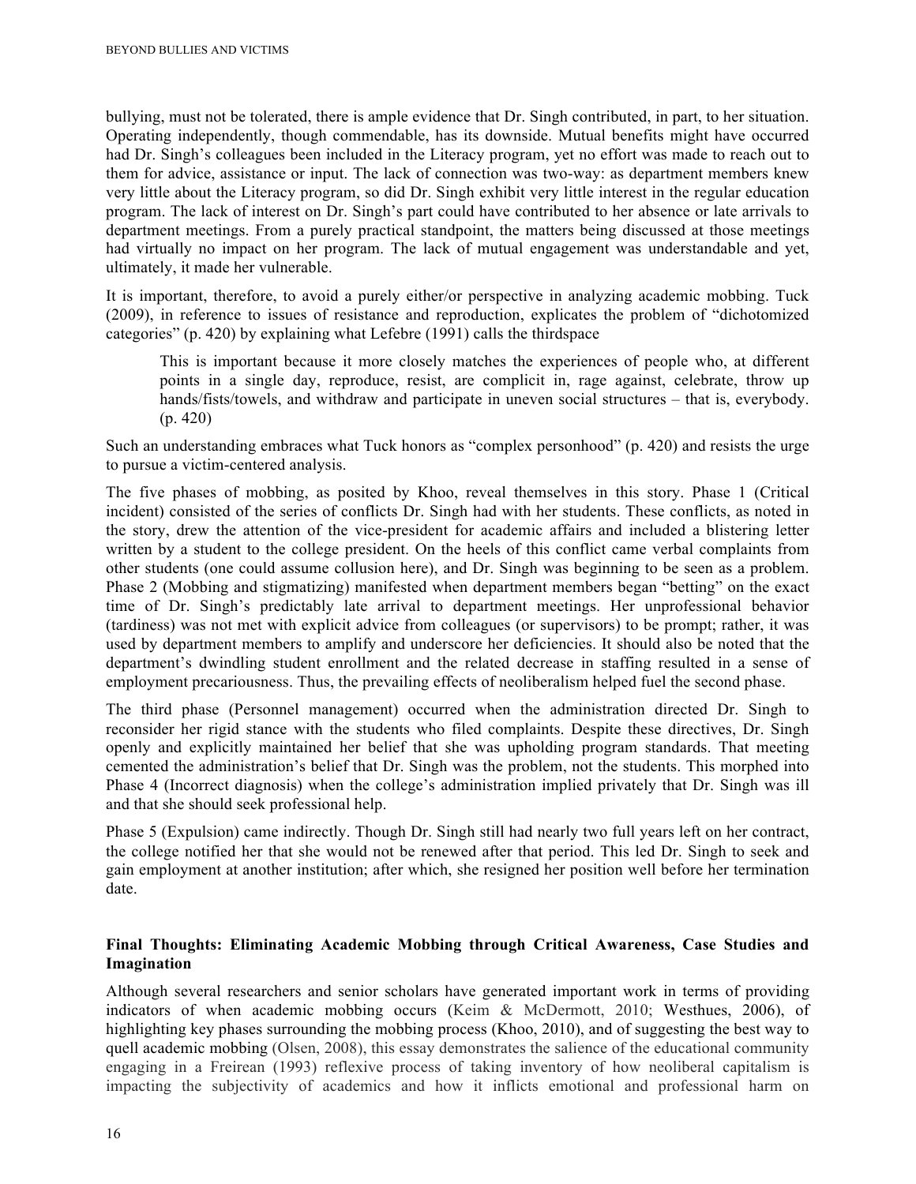bullying, must not be tolerated, there is ample evidence that Dr. Singh contributed, in part, to her situation. Operating independently, though commendable, has its downside. Mutual benefits might have occurred had Dr. Singh's colleagues been included in the Literacy program, yet no effort was made to reach out to them for advice, assistance or input. The lack of connection was two-way: as department members knew very little about the Literacy program, so did Dr. Singh exhibit very little interest in the regular education program. The lack of interest on Dr. Singh's part could have contributed to her absence or late arrivals to department meetings. From a purely practical standpoint, the matters being discussed at those meetings had virtually no impact on her program. The lack of mutual engagement was understandable and yet, ultimately, it made her vulnerable.

It is important, therefore, to avoid a purely either/or perspective in analyzing academic mobbing. Tuck (2009), in reference to issues of resistance and reproduction, explicates the problem of "dichotomized categories" (p. 420) by explaining what Lefebre (1991) calls the thirdspace

> This is important because it more closely matches the experiences of people who, at different points in a single day, reproduce, resist, are complicit in, rage against, celebrate, throw up hands/fists/towels, and withdraw and participate in uneven social structures – that is, everybody. (p. 420)

Such an understanding embraces what Tuck honors as "complex personhood" (p. 420) and resists the urge to pursue a victim-centered analysis.

The five phases of mobbing, as posited by Khoo, reveal themselves in this story. Phase 1 (Critical incident) consisted of the series of conflicts Dr. Singh had with her students. These conflicts, as noted in the story, drew the attention of the vice-president for academic affairs and included a blistering letter written by a student to the college president. On the heels of this conflict came verbal complaints from other students (one could assume collusion here), and Dr. Singh was beginning to be seen as a problem. Phase 2 (Mobbing and stigmatizing) manifested when department members began "betting" on the exact time of Dr. Singh's predictably late arrival to department meetings. Her unprofessional behavior (tardiness) was not met with explicit advice from colleagues (or supervisors) to be prompt; rather, it was used by department members to amplify and underscore her deficiencies. It should also be noted that the department's dwindling student enrollment and the related decrease in staffing resulted in a sense of employment precariousness. Thus, the prevailing effects of neoliberalism helped fuel the second phase.

The third phase (Personnel management) occurred when the administration directed Dr. Singh to reconsider her rigid stance with the students who filed complaints. Despite these directives, Dr. Singh openly and explicitly maintained her belief that she was upholding program standards. That meeting cemented the administration's belief that Dr. Singh was the problem, not the students. This morphed into Phase 4 (Incorrect diagnosis) when the college's administration implied privately that Dr. Singh was ill and that she should seek professional help.

Phase 5 (Expulsion) came indirectly. Though Dr. Singh still had nearly two full years left on her contract, the college notified her that she would not be renewed after that period. This led Dr. Singh to seek and gain employment at another institution; after which, she resigned her position well before her termination date.

## Final Thoughts: Eliminating Academic Mobbing through Critical Awareness, Case Studies and Imagination

Although several researchers and senior scholars have generated important work in terms of providing indicators of when academic mobbing occurs (Keim & McDermott, 2010; Westhues, 2006), of highlighting key phases surrounding the mobbing process (Khoo, 2010), and of suggesting the best way to quell academic mobbing (Olsen, 2008), this essay demonstrates the salience of the educational community engaging in a Freirean (1993) reflexive process of taking inventory of how neoliberal capitalism is impacting the subjectivity of academics and how it inflicts emotional and professional harm on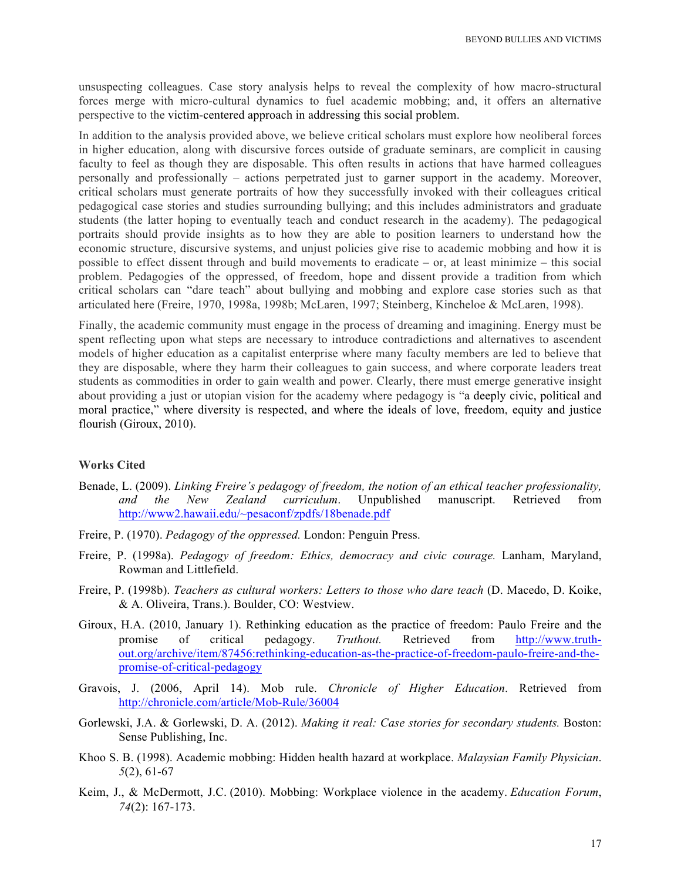unsuspecting colleagues. Case story analysis helps to reveal the complexity of how macro-structural forces merge with micro-cultural dynamics to fuel academic mobbing; and, it offers an alternative perspective to the victim-centered approach in addressing this social problem.

In addition to the analysis provided above, we believe critical scholars must explore how neoliberal forces in higher education, along with discursive forces outside of graduate seminars, are complicit in causing faculty to feel as though they are disposable. This often results in actions that have harmed colleagues personally and professionally – actions perpetrated just to garner support in the academy. Moreover, critical scholars must generate portraits of how they successfully invoked with their colleagues critical pedagogical case stories and studies surrounding bullying; and this includes administrators and graduate students (the latter hoping to eventually teach and conduct research in the academy). The pedagogical portraits should provide insights as to how they are able to position learners to understand how the economic structure, discursive systems, and unjust policies give rise to academic mobbing and how it is possible to effect dissent through and build movements to eradicate – or, at least minimize – this social problem. Pedagogies of the oppressed, of freedom, hope and dissent provide a tradition from which critical scholars can "dare teach" about bullying and mobbing and explore case stories such as that articulated here (Freire, 1970, 1998a, 1998b; McLaren, 1997; Steinberg, Kincheloe & McLaren, 1998).

Finally, the academic community must engage in the process of dreaming and imagining. Energy must be spent reflecting upon what steps are necessary to introduce contradictions and alternatives to ascendent models of higher education as a capitalist enterprise where many faculty members are led to believe that they are disposable, where they harm their colleagues to gain success, and where corporate leaders treat students as commodities in order to gain wealth and power. Clearly, there must emerge generative insight about providing a just or utopian vision for the academy where pedagogy is "a deeply civic, political and moral practice," where diversity is respected, and where the ideals of love, freedom, equity and justice flourish (Giroux, 2010).

## Works Cited

Benade, L. (2009). *Linking Freire's pedagogy of freedom, the notion of an ethical teacher professionality, and the New Zealand curriculum*. Unpublished manuscript. Retrieved from http://www2.hawaii.edu/~pesaconf/zpdfs/18benade.pdf

Freire, P. (1970). *Pedagogy of the oppressed.* London: Penguin Press.

Freire, P. (1998a). *Pedagogy of freedom: Ethics, democracy and civic courage.* Lanham, Maryland, Rowman and Littlefield.

Freire, P. (1998b). *Teachers as cultural workers: Letters to those who dare teach* (D. Macedo, D. Koike, & A. Oliveira, Trans.). Boulder, CO: Westview.

Giroux, H.A. (2010, January 1). Rethinking education as the practice of freedom: Paulo Freire and the promise of critical pedagogy. *Truthout.* Retrieved from http://www.truth-out.org/archive/item/87456:rethinking-education-as-the-practice-of-freedom-paulo-freire-and-the-promise-of-critical-pedagogy

Gravois, J. (2006, April 14). Mob rule. *Chronicle of Higher Education*. Retrieved from http://chronicle.com/article/Mob-Rule/36004

Gorlewski, J.A. & Gorlewski, D. A. (2012). *Making it real: Case stories for secondary students.* Boston: Sense Publishing, Inc.

Khoo S. B. (1998). Academic mobbing: Hidden health hazard at workplace. *Malaysian Family Physician*. *5*(2), 61-67

Keim, J., & McDermott, J.C. (2010). Mobbing: Workplace violence in the academy. *Education Forum*, *74*(2): 167-173.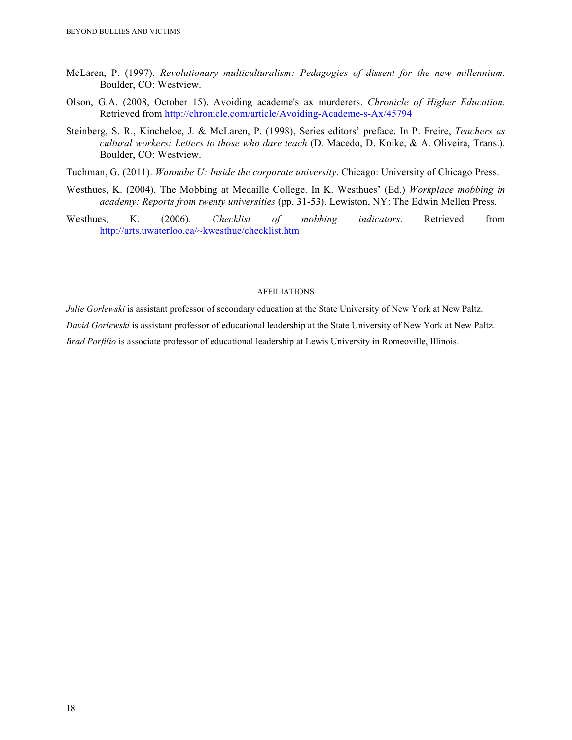McLaren, P. (1997). *Revolutionary multiculturalism: Pedagogies of dissent for the new millennium*. Boulder, CO: Westview.

Olson, G.A. (2008, October 15). Avoiding academe's ax murderers. *Chronicle of Higher Education*. Retrieved from http://chronicle.com/article/Avoiding-Academe-s-Ax/45794

Steinberg, S. R., Kincheloe, J. & McLaren, P. (1998), Series editors' preface. In P. Freire, *Teachers as cultural workers: Letters to those who dare teach* (D. Macedo, D. Koike, & A. Oliveira, Trans.). Boulder, CO: Westview.

Tuchman, G. (2011). *Wannabe U: Inside the corporate university*. Chicago: University of Chicago Press.

Westhues, K. (2004). The Mobbing at Medaille College. In K. Westhues' (Ed.) *Workplace mobbing in academy: Reports from twenty universities* (pp. 31-53). Lewiston, NY: The Edwin Mellen Press.

Westhues, K. (2006). *Checklist of mobbing indicators*. Retrieved from http://arts.uwaterloo.ca/~kwesthue/checklist.htm

## AFFILIATIONS

*Julie Gorlewski* is assistant professor of secondary education at the State University of New York at New Paltz.

*David Gorlewski* is assistant professor of educational leadership at the State University of New York at New Paltz.

*Brad Porfilio* is associate professor of educational leadership at Lewis University in Romeoville, Illinois.